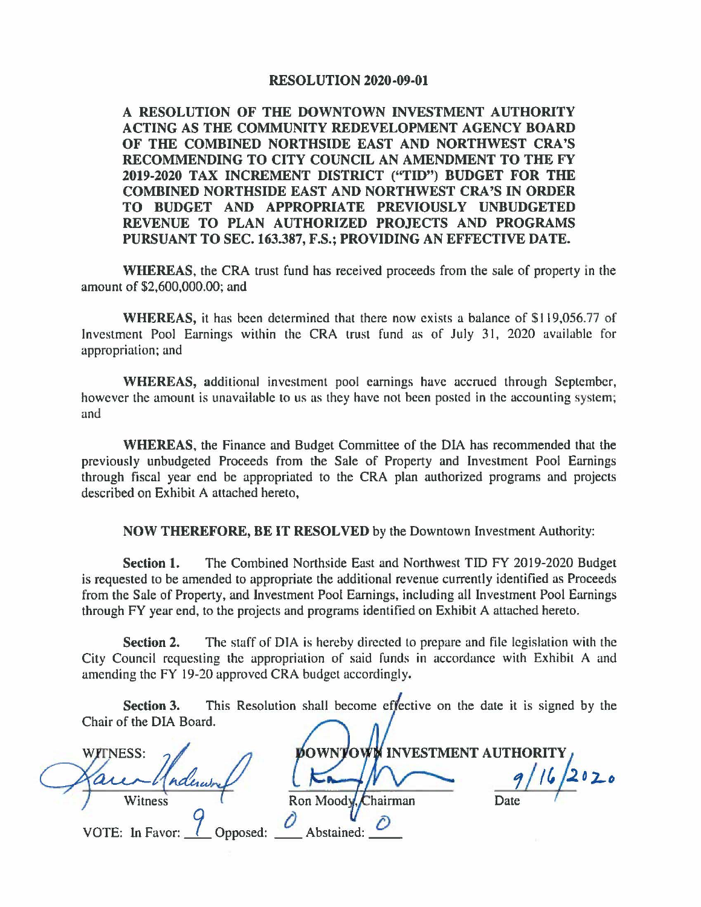# RESOLUTION 2020-09-01

**A RESOLUTION OF THE DOWNTOWN INVESTMENT AUTHORITY ACTING AS THE COMMUNITY REDEVELOPMENT AGENCY BOARD OF THE COMBINED NORTHSIDE EAST AND NORTHWEST CRA'S RECOMMENDING TO CITY COUNCIL AN AMENDMENT TO THE FY 2019-2020 TAX INCREMENT DISTRICT ("TID") BUDGET FOR THE COMBINED NORTHSIDE EAST AND NORTHWEST CRA'S IN ORDER TO BUDGET AND APPROPRIATE PREVIOUSLY UNBUDGETED REVENUE TO PLAN AUTHORIZED PROJECTS AND PROGRAMS PURSUANT TO SEC. 163.387, F.S.; PROVIDING AN EFFECTIVE DATE.**

**WHEREAS**, the CRA trust fund has received proceeds from the sale of property in the amount of $2,600,000.00; and

**WHEREAS,** it has been determined that there now exists a balance of $119,056.77 of Investment Pool Earnings within the CRA trust fund as of July 31, 2020 available for appropriation; and

**WHEREAS,** additional investment pool earnings have accrued through September, however the amount is unavailable to us as they have not been posted in the accounting system; and

**WHEREAS**, the Finance and Budget Committee of the DIA has recommended that the previously unbudgeted Proceeds from the Sale of Property and Investment Pool Earnings through fiscal year end be appropriated to the CRA plan authorized programs and projects described on Exhibit A attached hereto,

**NOW THEREFORE, BE IT RESOLVED** by the Downtown Investment Authority:

**Section 1.** The Combined Northside East and Northwest TID FY 2019-2020 Budget is requested to be amended to appropriate the additional revenue currently identified as Proceeds from the Sale of Property, and Investment Pool Earnings, including all Investment Pool Earnings through FY year end, to the projects and programs identified on Exhibit A attached hereto.

**Section 2.** The staff of DIA is hereby directed to prepare and file legislation with the City Council requesting the appropriation of said funds in accordance with Exhibit A and amending the FY 19-20 approved CRA budget accordingly.

**Section 3.** This Resolution shall become effective on the date it is signed by the Chair of the DIA Board.

WITNESS:

Witness

DOWNTOWN INVESTMENT AUTHORITY

Ron Moody, Chairman

9/16/2020

Date

VOTE: In Favor: 9 Opposed: 0 Abstained: 0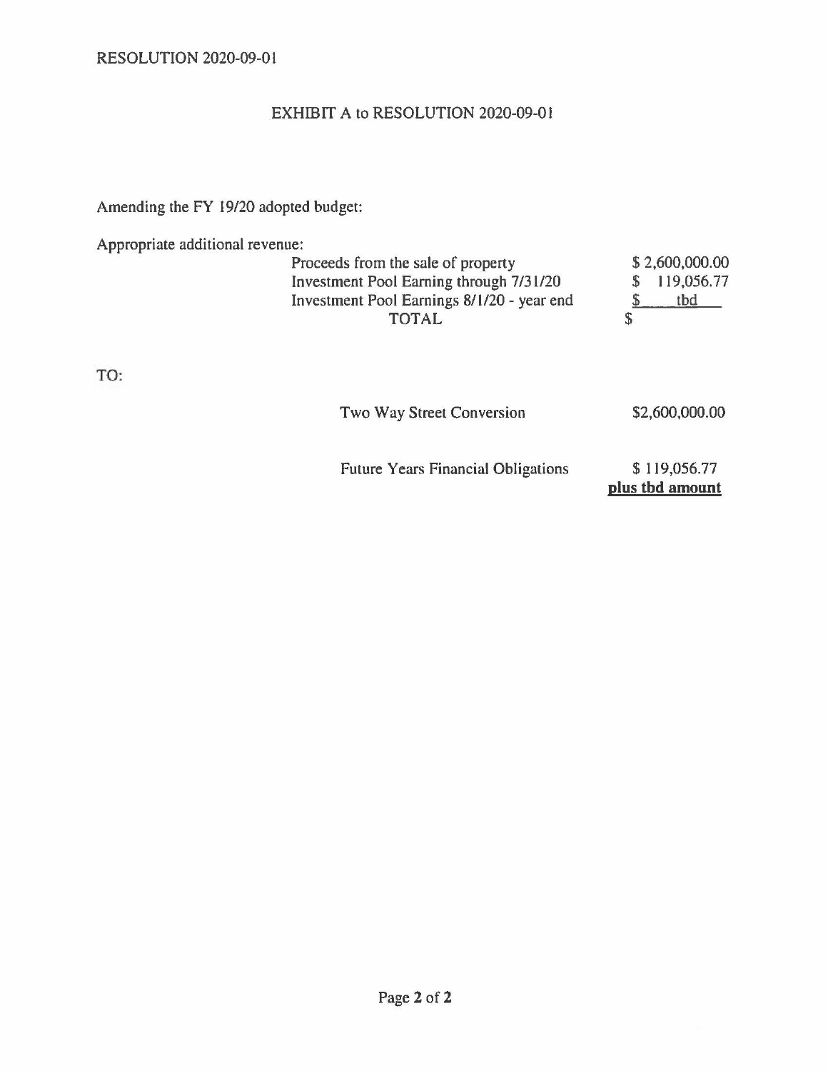RESOLUTION 2020-09-01

# EXHIBIT A to RESOLUTION 2020-09-01

Amending the FY 19/20 adopted budget:

Appropriate additional revenue:

| | |
|---|---|
| Proceeds from the sale of property | $ 2,600,000.00 |
| Investment Pool Earning through 7/31/20 | $ 119,056.77 |
| Investment Pool Earnings 8/1/20 - year end | $ tbd |
| TOTAL | $ |

TO:

| | |
|---|---|
| Two Way Street Conversion | $2,600,000.00 |
| Future Years Financial Obligations | $ 119,056.77 **plus tbd amount** |